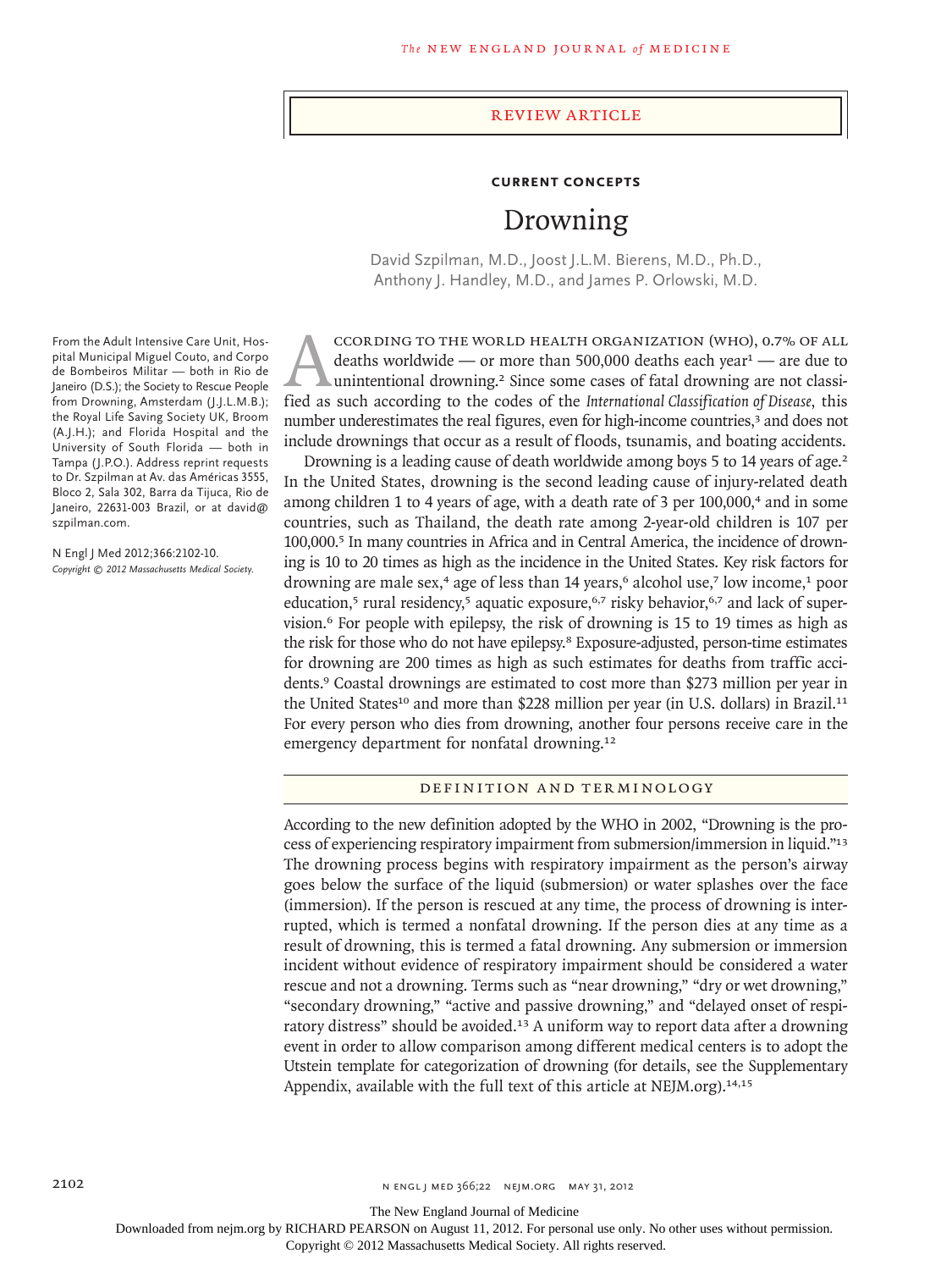Review Article

**Current Concepts**

# Drowning

David Szpilman, M.D., Joost J.L.M. Bierens, M.D., Ph.D., Anthony J. Handley, M.D., and James P. Orlowski, M.D.

From the Adult Intensive Care Unit, Hospital Municipal Miguel Couto, and Corpo de Bombeiros Militar — both in Rio de Janeiro (D.S.); the Society to Rescue People from Drowning, Amsterdam (J.J.L.M.B.); the Royal Life Saving Society UK, Broom (A.J.H.); and Florida Hospital and the University of South Florida — both in Tampa (J.P.O.). Address reprint requests to Dr. Szpilman at Av. das Américas 3555, Bloco 2, Sala 302, Barra da Tijuca, Rio de Janeiro, 22631-003 Brazil, or at david@szpilman.com.

N Engl J Med 2012;366:2102-10.
*Copyright © 2012 Massachusetts Medical Society.*

According to the World Health Organization (WHO), 0.7% of all deaths worldwide — or more than 500,000 deaths each year[1] — are due to unintentional drowning.[2] Since some cases of fatal drowning are not classified as such according to the codes of the *International Classification of Disease*, this number underestimates the real figures, even for high-income countries,[3] and does not include drownings that occur as a result of floods, tsunamis, and boating accidents.

Drowning is a leading cause of death worldwide among boys 5 to 14 years of age.[2] In the United States, drowning is the second leading cause of injury-related death among children 1 to 4 years of age, with a death rate of 3 per 100,000,[4] and in some countries, such as Thailand, the death rate among 2-year-old children is 107 per 100,000.[5] In many countries in Africa and in Central America, the incidence of drowning is 10 to 20 times as high as the incidence in the United States. Key risk factors for drowning are male sex,[4] age of less than 14 years,[6] alcohol use,[7] low income,[1] poor education,[5] rural residency,[5] aquatic exposure,[6,7] risky behavior,[6,7] and lack of supervision.[6] For people with epilepsy, the risk of drowning is 15 to 19 times as high as the risk for those who do not have epilepsy.[8] Exposure-adjusted, person-time estimates for drowning are 200 times as high as such estimates for deaths from traffic accidents.[9] Coastal drownings are estimated to cost more than $273 million per year in the United States[10] and more than $228 million per year (in U.S. dollars) in Brazil.[11] For every person who dies from drowning, another four persons receive care in the emergency department for nonfatal drowning.[12]

## Definition and Terminology

According to the new definition adopted by the WHO in 2002, "Drowning is the process of experiencing respiratory impairment from submersion/immersion in liquid."[13] The drowning process begins with respiratory impairment as the person's airway goes below the surface of the liquid (submersion) or water splashes over the face (immersion). If the person is rescued at any time, the process of drowning is interrupted, which is termed a nonfatal drowning. If the person dies at any time as a result of drowning, this is termed a fatal drowning. Any submersion or immersion incident without evidence of respiratory impairment should be considered a water rescue and not a drowning. Terms such as "near drowning," "dry or wet drowning," "secondary drowning," "active and passive drowning," and "delayed onset of respiratory distress" should be avoided.[13] A uniform way to report data after a drowning event in order to allow comparison among different medical centers is to adopt the Utstein template for categorization of drowning (for details, see the Supplementary Appendix, available with the full text of this article at NEJM.org).[14,15]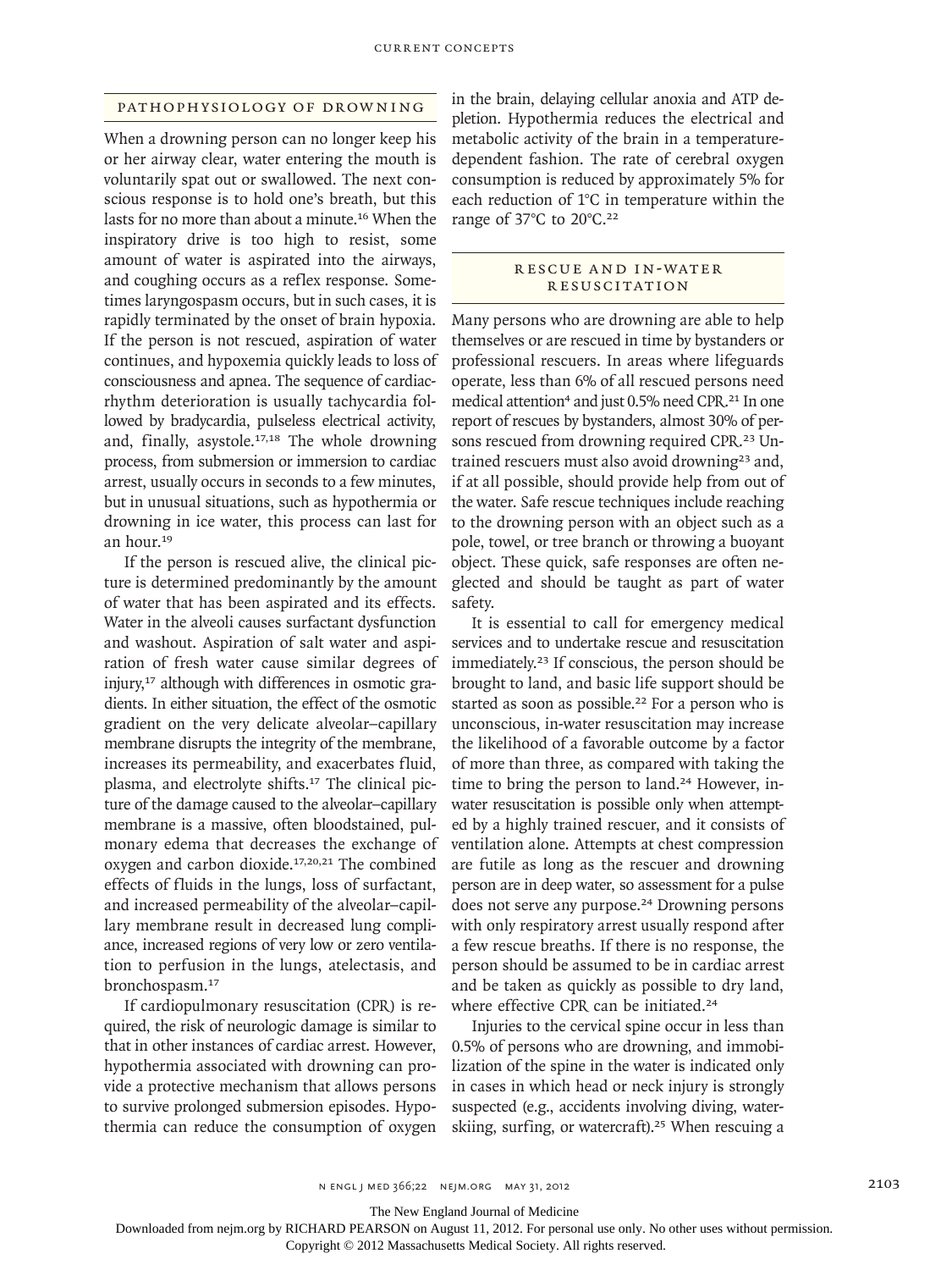## PATHOPHYSIOLOGY OF DROWNING

When a drowning person can no longer keep his or her airway clear, water entering the mouth is voluntarily spat out or swallowed. The next conscious response is to hold one's breath, but this lasts for no more than about a minute.[16] When the inspiratory drive is too high to resist, some amount of water is aspirated into the airways, and coughing occurs as a reflex response. Sometimes laryngospasm occurs, but in such cases, it is rapidly terminated by the onset of brain hypoxia. If the person is not rescued, aspiration of water continues, and hypoxemia quickly leads to loss of consciousness and apnea. The sequence of cardiac-rhythm deterioration is usually tachycardia followed by bradycardia, pulseless electrical activity, and, finally, asystole.[17,18] The whole drowning process, from submersion or immersion to cardiac arrest, usually occurs in seconds to a few minutes, but in unusual situations, such as hypothermia or drowning in ice water, this process can last for an hour.[19]

If the person is rescued alive, the clinical picture is determined predominantly by the amount of water that has been aspirated and its effects. Water in the alveoli causes surfactant dysfunction and washout. Aspiration of salt water and aspiration of fresh water cause similar degrees of injury,[17] although with differences in osmotic gradients. In either situation, the effect of the osmotic gradient on the very delicate alveolar–capillary membrane disrupts the integrity of the membrane, increases its permeability, and exacerbates fluid, plasma, and electrolyte shifts.[17] The clinical picture of the damage caused to the alveolar–capillary membrane is a massive, often bloodstained, pulmonary edema that decreases the exchange of oxygen and carbon dioxide.[17,20,21] The combined effects of fluids in the lungs, loss of surfactant, and increased permeability of the alveolar–capillary membrane result in decreased lung compliance, increased regions of very low or zero ventilation to perfusion in the lungs, atelectasis, and bronchospasm.[17]

If cardiopulmonary resuscitation (CPR) is required, the risk of neurologic damage is similar to that in other instances of cardiac arrest. However, hypothermia associated with drowning can provide a protective mechanism that allows persons to survive prolonged submersion episodes. Hypothermia can reduce the consumption of oxygen in the brain, delaying cellular anoxia and ATP depletion. Hypothermia reduces the electrical and metabolic activity of the brain in a temperature-dependent fashion. The rate of cerebral oxygen consumption is reduced by approximately 5% for each reduction of 1°C in temperature within the range of 37°C to 20°C.[22]

## RESCUE AND IN-WATER RESUSCITATION

Many persons who are drowning are able to help themselves or are rescued in time by bystanders or professional rescuers. In areas where lifeguards operate, less than 6% of all rescued persons need medical attention[4] and just 0.5% need CPR.[21] In one report of rescues by bystanders, almost 30% of persons rescued from drowning required CPR.[23] Untrained rescuers must also avoid drowning[23] and, if at all possible, should provide help from out of the water. Safe rescue techniques include reaching to the drowning person with an object such as a pole, towel, or tree branch or throwing a buoyant object. These quick, safe responses are often neglected and should be taught as part of water safety.

It is essential to call for emergency medical services and to undertake rescue and resuscitation immediately.[23] If conscious, the person should be brought to land, and basic life support should be started as soon as possible.[22] For a person who is unconscious, in-water resuscitation may increase the likelihood of a favorable outcome by a factor of more than three, as compared with taking the time to bring the person to land.[24] However, in-water resuscitation is possible only when attempted by a highly trained rescuer, and it consists of ventilation alone. Attempts at chest compression are futile as long as the rescuer and drowning person are in deep water, so assessment for a pulse does not serve any purpose.[24] Drowning persons with only respiratory arrest usually respond after a few rescue breaths. If there is no response, the person should be assumed to be in cardiac arrest and be taken as quickly as possible to dry land, where effective CPR can be initiated.[24]

Injuries to the cervical spine occur in less than 0.5% of persons who are drowning, and immobilization of the spine in the water is indicated only in cases in which head or neck injury is strongly suspected (e.g., accidents involving diving, waterskiing, surfing, or watercraft).[25] When rescuing a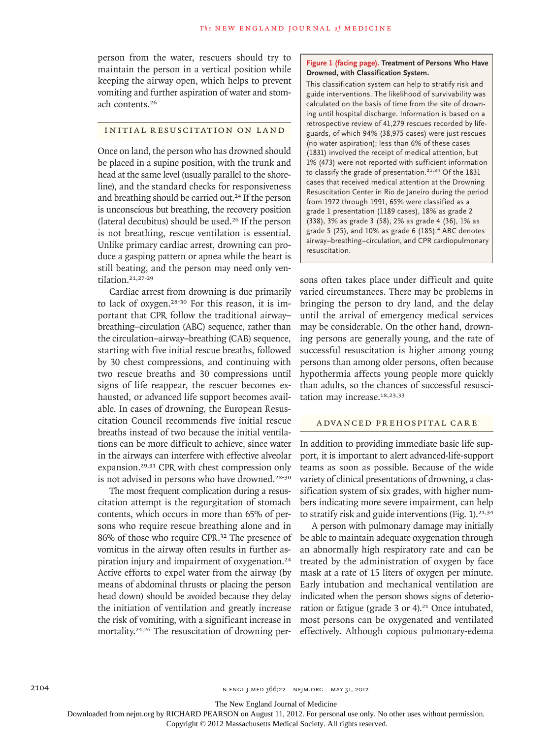person from the water, rescuers should try to maintain the person in a vertical position while keeping the airway open, which helps to prevent vomiting and further aspiration of water and stomach contents.[26]

## Initial Resuscitation on Land

Once on land, the person who has drowned should be placed in a supine position, with the trunk and head at the same level (usually parallel to the shoreline), and the standard checks for responsiveness and breathing should be carried out.[24] If the person is unconscious but breathing, the recovery position (lateral decubitus) should be used.[26] If the person is not breathing, rescue ventilation is essential. Unlike primary cardiac arrest, drowning can produce a gasping pattern or apnea while the heart is still beating, and the person may need only ventilation.[21,27-29]

Cardiac arrest from drowning is due primarily to lack of oxygen.[28-30] For this reason, it is important that CPR follow the traditional airway–breathing–circulation (ABC) sequence, rather than the circulation–airway–breathing (CAB) sequence, starting with five initial rescue breaths, followed by 30 chest compressions, and continuing with two rescue breaths and 30 compressions until signs of life reappear, the rescuer becomes exhausted, or advanced life support becomes available. In cases of drowning, the European Resuscitation Council recommends five initial rescue breaths instead of two because the initial ventilations can be more difficult to achieve, since water in the airways can interfere with effective alveolar expansion.[29,31] CPR with chest compression only is not advised in persons who have drowned.[28-30]

The most frequent complication during a resuscitation attempt is the regurgitation of stomach contents, which occurs in more than 65% of persons who require rescue breathing alone and in 86% of those who require CPR.[32] The presence of vomitus in the airway often results in further aspiration injury and impairment of oxygenation.[24] Active efforts to expel water from the airway (by means of abdominal thrusts or placing the person head down) should be avoided because they delay the initiation of ventilation and greatly increase the risk of vomiting, with a significant increase in mortality.[24,26] The resuscitation of drowning persons often takes place under difficult and quite varied circumstances. There may be problems in bringing the person to dry land, and the delay until the arrival of emergency medical services may be considerable. On the other hand, drowning persons are generally young, and the rate of successful resuscitation is higher among young persons than among older persons, often because hypothermia affects young people more quickly than adults, so the chances of successful resuscitation may increase.[18,23,33]

**Figure 1 (facing page). Treatment of Persons Who Have Drowned, with Classification System.**

This classification system can help to stratify risk and guide interventions. The likelihood of survivability was calculated on the basis of time from the site of drowning until hospital discharge. Information is based on a retrospective review of 41,279 rescues recorded by lifeguards, of which 94% (38,975 cases) were just rescues (no water aspiration); less than 6% of these cases (1831) involved the receipt of medical attention, but 1% (473) were not reported with sufficient information to classify the grade of presentation.[21,34] Of the 1831 cases that received medical attention at the Drowning Resuscitation Center in Rio de Janeiro during the period from 1972 through 1991, 65% were classified as a grade 1 presentation (1189 cases), 18% as grade 2 (338), 3% as grade 3 (58), 2% as grade 4 (36), 1% as grade 5 (25), and 10% as grade 6 (185).[4] ABC denotes airway–breathing–circulation, and CPR cardiopulmonary resuscitation.

## Advanced Prehospital Care

In addition to providing immediate basic life support, it is important to alert advanced-life-support teams as soon as possible. Because of the wide variety of clinical presentations of drowning, a classification system of six grades, with higher numbers indicating more severe impairment, can help to stratify risk and guide interventions (Fig. 1).[21,34]

A person with pulmonary damage may initially be able to maintain adequate oxygenation through an abnormally high respiratory rate and can be treated by the administration of oxygen by face mask at a rate of 15 liters of oxygen per minute. Early intubation and mechanical ventilation are indicated when the person shows signs of deterioration or fatigue (grade 3 or 4).[21] Once intubated, most persons can be oxygenated and ventilated effectively. Although copious pulmonary-edema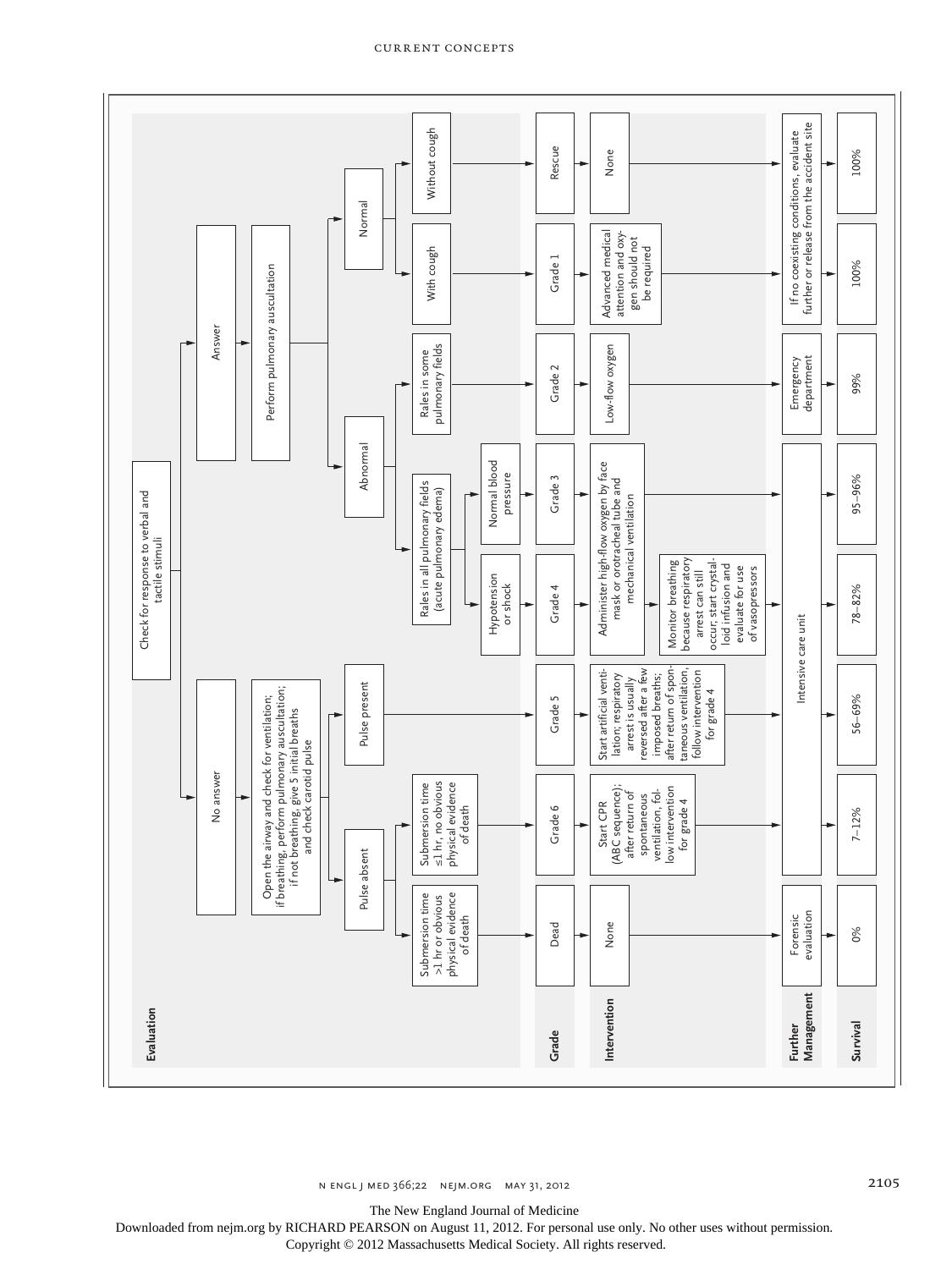**Evaluation**

Check for response to verbal and tactile stimuli

- **No answer** → Open the airway and check for ventilation; if breathing, perform pulmonary auscultation; if not breathing, give 5 initial breaths and check carotid pulse
  - **Pulse absent**
    - Submersion time >1 hr or obvious physical evidence of death → Dead
    - Submersion time ≤1 hr, no obvious physical evidence of death → Grade 6
  - **Pulse present** → Grade 5
- **Answer** → Perform pulmonary auscultation
  - **Abnormal**
    - Rales in all pulmonary fields (acute pulmonary edema)
      - Hypotension or shock → Grade 4
      - Normal blood pressure → Grade 3
    - Rales in some pulmonary fields → Grade 2
  - **Normal**
    - With cough → Grade 1
    - Without cough → Rescue

| Grade | Intervention | Further Management | Survival |
|---|---|---|---|
| Dead | None | Forensic evaluation | 0% |
| Grade 6 | Start CPR (ABC sequence); after return of spontaneous ventilation, follow intervention for grade 4 | Intensive care unit | 7–12% |
| Grade 5 | Start artificial ventilation; respiratory arrest is usually reversed after a few imposed breaths; after return of spontaneous ventilation, follow intervention for grade 4 | Intensive care unit | 56–69% |
| Grade 4 | Administer high-flow oxygen by face mask or orotracheal tube and mechanical ventilation; Monitor breathing because respiratory arrest can still occur; start crystalloid infusion and evaluate for use of vasopressors | Intensive care unit | 78–82% |
| Grade 3 | Administer high-flow oxygen by face mask or orotracheal tube and mechanical ventilation | Intensive care unit | 95–96% |
| Grade 2 | Low-flow oxygen | Emergency department | 99% |
| Grade 1 | Advanced medical attention and oxygen should not be required | If no coexisting conditions, evaluate further or release from the accident site | 100% |
| Rescue | None | If no coexisting conditions, evaluate further or release from the accident site | 100% |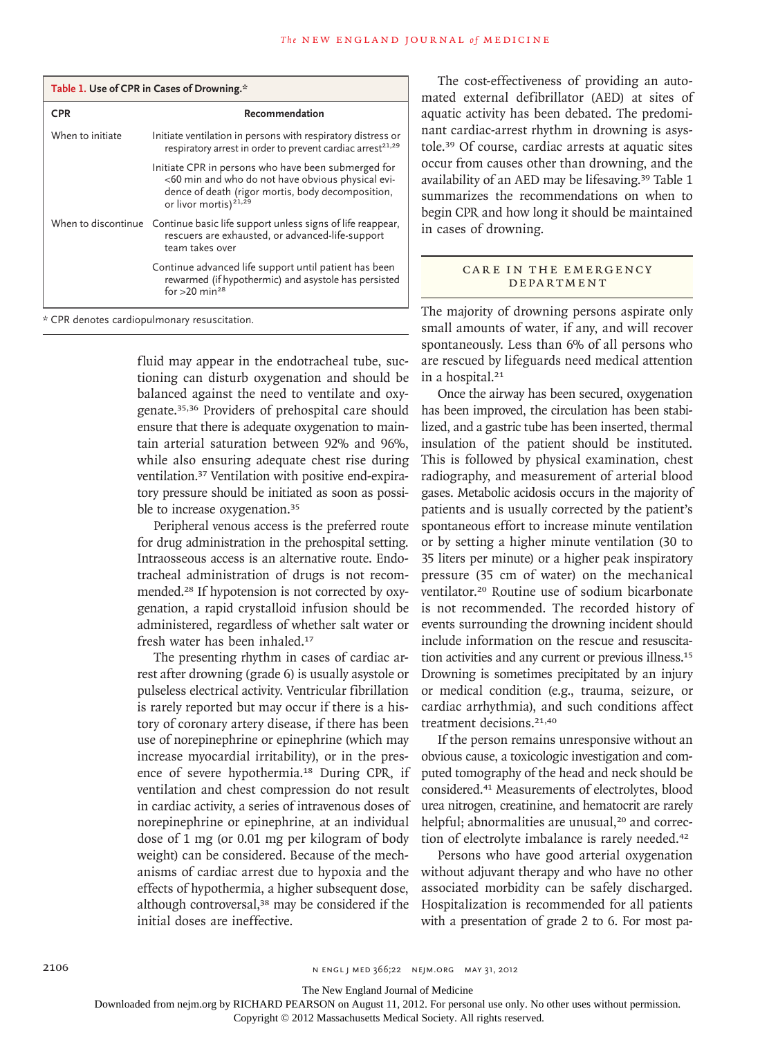**Table 1. Use of CPR in Cases of Drowning.***

| CPR | Recommendation |
| --- | --- |
| When to initiate | Initiate ventilation in persons with respiratory distress or respiratory arrest in order to prevent cardiac arrest[21,29] |
| | Initiate CPR in persons who have been submerged for <60 min and who do not have obvious physical evidence of death (rigor mortis, body decomposition, or livor mortis)[21,29] |
| When to discontinue | Continue basic life support unless signs of life reappear, rescuers are exhausted, or advanced-life-support team takes over |
| | Continue advanced life support until patient has been rewarmed (if hypothermic) and asystole has persisted for >20 min[28] |

\* CPR denotes cardiopulmonary resuscitation.

fluid may appear in the endotracheal tube, suctioning can disturb oxygenation and should be balanced against the need to ventilate and oxygenate.[35,36] Providers of prehospital care should ensure that there is adequate oxygenation to maintain arterial saturation between 92% and 96%, while also ensuring adequate chest rise during ventilation.[37] Ventilation with positive end-expiratory pressure should be initiated as soon as possible to increase oxygenation.[35]

Peripheral venous access is the preferred route for drug administration in the prehospital setting. Intraosseous access is an alternative route. Endotracheal administration of drugs is not recommended.[28] If hypotension is not corrected by oxygenation, a rapid crystalloid infusion should be administered, regardless of whether salt water or fresh water has been inhaled.[17]

The presenting rhythm in cases of cardiac arrest after drowning (grade 6) is usually asystole or pulseless electrical activity. Ventricular fibrillation is rarely reported but may occur if there is a history of coronary artery disease, if there has been use of norepinephrine or epinephrine (which may increase myocardial irritability), or in the presence of severe hypothermia.[18] During CPR, if ventilation and chest compression do not result in cardiac activity, a series of intravenous doses of norepinephrine or epinephrine, at an individual dose of 1 mg (or 0.01 mg per kilogram of body weight) can be considered. Because of the mechanisms of cardiac arrest due to hypoxia and the effects of hypothermia, a higher subsequent dose, although controversial,[38] may be considered if the initial doses are ineffective.

The cost-effectiveness of providing an automated external defibrillator (AED) at sites of aquatic activity has been debated. The predominant cardiac-arrest rhythm in drowning is asystole.[39] Of course, cardiac arrests at aquatic sites occur from causes other than drowning, and the availability of an AED may be lifesaving.[39] Table 1 summarizes the recommendations on when to begin CPR and how long it should be maintained in cases of drowning.

## CARE IN THE EMERGENCY DEPARTMENT

The majority of drowning persons aspirate only small amounts of water, if any, and will recover spontaneously. Less than 6% of all persons who are rescued by lifeguards need medical attention in a hospital.[21]

Once the airway has been secured, oxygenation has been improved, the circulation has been stabilized, and a gastric tube has been inserted, thermal insulation of the patient should be instituted. This is followed by physical examination, chest radiography, and measurement of arterial blood gases. Metabolic acidosis occurs in the majority of patients and is usually corrected by the patient's spontaneous effort to increase minute ventilation or by setting a higher minute ventilation (30 to 35 liters per minute) or a higher peak inspiratory pressure (35 cm of water) on the mechanical ventilator.[20] Routine use of sodium bicarbonate is not recommended. The recorded history of events surrounding the drowning incident should include information on the rescue and resuscitation activities and any current or previous illness.[15] Drowning is sometimes precipitated by an injury or medical condition (e.g., trauma, seizure, or cardiac arrhythmia), and such conditions affect treatment decisions.[21,40]

If the person remains unresponsive without an obvious cause, a toxicologic investigation and computed tomography of the head and neck should be considered.[41] Measurements of electrolytes, blood urea nitrogen, creatinine, and hematocrit are rarely helpful; abnormalities are unusual,[20] and correction of electrolyte imbalance is rarely needed.[42]

Persons who have good arterial oxygenation without adjuvant therapy and who have no other associated morbidity can be safely discharged. Hospitalization is recommended for all patients with a presentation of grade 2 to 6. For most pa-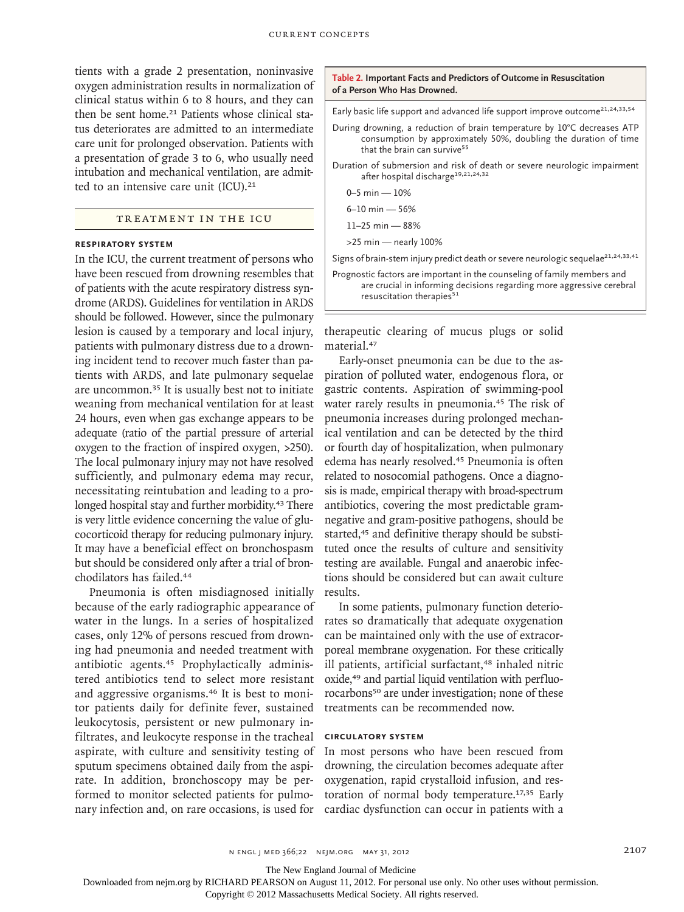tients with a grade 2 presentation, noninvasive oxygen administration results in normalization of clinical status within 6 to 8 hours, and they can then be sent home.[21] Patients whose clinical status deteriorates are admitted to an intermediate care unit for prolonged observation. Patients with a presentation of grade 3 to 6, who usually need intubation and mechanical ventilation, are admitted to an intensive care unit (ICU).[21]

## Treatment in the ICU

### Respiratory System

In the ICU, the current treatment of persons who have been rescued from drowning resembles that of patients with the acute respiratory distress syndrome (ARDS). Guidelines for ventilation in ARDS should be followed. However, since the pulmonary lesion is caused by a temporary and local injury, patients with pulmonary distress due to a drowning incident tend to recover much faster than patients with ARDS, and late pulmonary sequelae are uncommon.[35] It is usually best not to initiate weaning from mechanical ventilation for at least 24 hours, even when gas exchange appears to be adequate (ratio of the partial pressure of arterial oxygen to the fraction of inspired oxygen, >250). The local pulmonary injury may not have resolved sufficiently, and pulmonary edema may recur, necessitating reintubation and leading to a prolonged hospital stay and further morbidity.[43] There is very little evidence concerning the value of glucocorticoid therapy for reducing pulmonary injury. It may have a beneficial effect on bronchospasm but should be considered only after a trial of bronchodilators has failed.[44]

Pneumonia is often misdiagnosed initially because of the early radiographic appearance of water in the lungs. In a series of hospitalized cases, only 12% of persons rescued from drowning had pneumonia and needed treatment with antibiotic agents.[45] Prophylactically administered antibiotics tend to select more resistant and aggressive organisms.[46] It is best to monitor patients daily for definite fever, sustained leukocytosis, persistent or new pulmonary infiltrates, and leukocyte response in the tracheal aspirate, with culture and sensitivity testing of sputum specimens obtained daily from the aspirate. In addition, bronchoscopy may be performed to monitor selected patients for pulmonary infection and, on rare occasions, is used for therapeutic clearing of mucus plugs or solid material.[47]

**Table 2. Important Facts and Predictors of Outcome in Resuscitation of a Person Who Has Drowned.**

| |
|---|
| Early basic life support and advanced life support improve outcome[21,24,33,54] |
| During drowning, a reduction of brain temperature by 10°C decreases ATP consumption by approximately 50%, doubling the duration of time that the brain can survive[55] |
| Duration of submersion and risk of death or severe neurologic impairment after hospital discharge[19,21,24,32] |
| 0–5 min — 10% |
| 6–10 min — 56% |
| 11–25 min — 88% |
| >25 min — nearly 100% |
| Signs of brain-stem injury predict death or severe neurologic sequelae[21,24,33,41] |
| Prognostic factors are important in the counseling of family members and are crucial in informing decisions regarding more aggressive cerebral resuscitation therapies[51] |

Early-onset pneumonia can be due to the aspiration of polluted water, endogenous flora, or gastric contents. Aspiration of swimming-pool water rarely results in pneumonia.[45] The risk of pneumonia increases during prolonged mechanical ventilation and can be detected by the third or fourth day of hospitalization, when pulmonary edema has nearly resolved.[45] Pneumonia is often related to nosocomial pathogens. Once a diagnosis is made, empirical therapy with broad-spectrum antibiotics, covering the most predictable gram-negative and gram-positive pathogens, should be started,[45] and definitive therapy should be substituted once the results of culture and sensitivity testing are available. Fungal and anaerobic infections should be considered but can await culture results.

In some patients, pulmonary function deteriorates so dramatically that adequate oxygenation can be maintained only with the use of extracorporeal membrane oxygenation. For these critically ill patients, artificial surfactant,[48] inhaled nitric oxide,[49] and partial liquid ventilation with perfluorocarbons[50] are under investigation; none of these treatments can be recommended now.

### Circulatory System

In most persons who have been rescued from drowning, the circulation becomes adequate after oxygenation, rapid crystalloid infusion, and restoration of normal body temperature.[17,35] Early cardiac dysfunction can occur in patients with a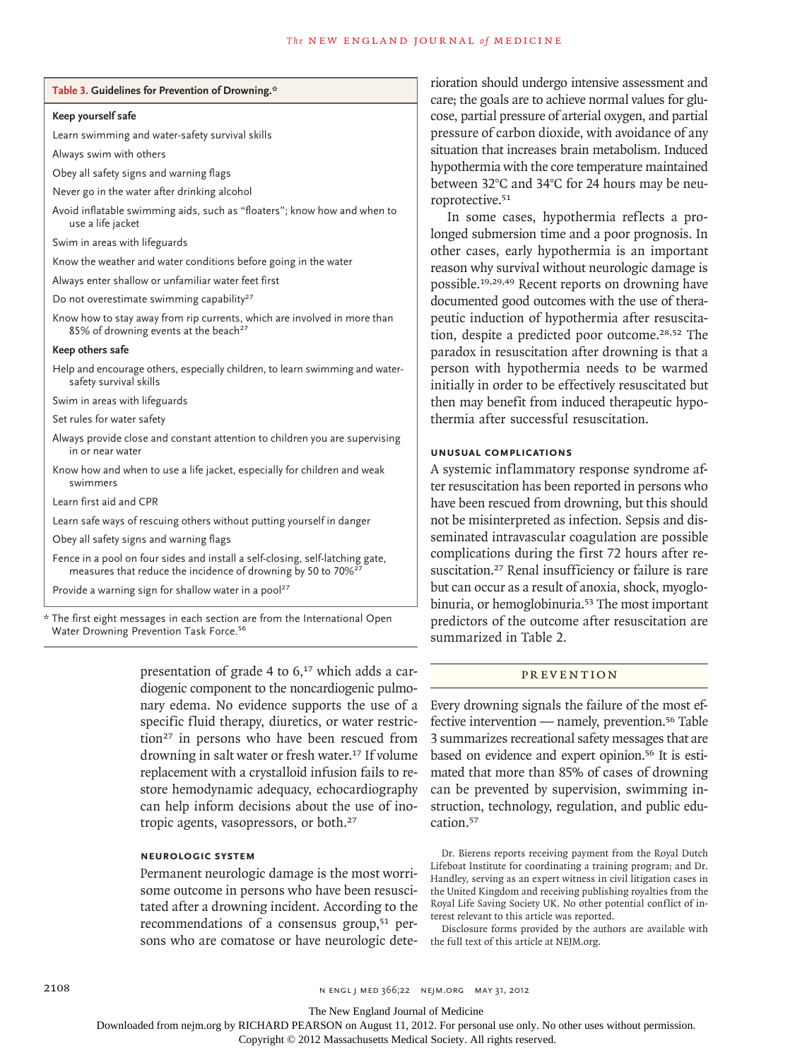**Table 3. Guidelines for Prevention of Drowning.***

| |
|---|
| **Keep yourself safe** |
| Learn swimming and water-safety survival skills |
| Always swim with others |
| Obey all safety signs and warning flags |
| Never go in the water after drinking alcohol |
| Avoid inflatable swimming aids, such as "floaters"; know how and when to use a life jacket |
| Swim in areas with lifeguards |
| Know the weather and water conditions before going in the water |
| Always enter shallow or unfamiliar water feet first |
| Do not overestimate swimming capability[27] |
| Know how to stay away from rip currents, which are involved in more than 85% of drowning events at the beach[27] |
| **Keep others safe** |
| Help and encourage others, especially children, to learn swimming and water-safety survival skills |
| Swim in areas with lifeguards |
| Set rules for water safety |
| Always provide close and constant attention to children you are supervising in or near water |
| Know how and when to use a life jacket, especially for children and weak swimmers |
| Learn first aid and CPR |
| Learn safe ways of rescuing others without putting yourself in danger |
| Obey all safety signs and warning flags |
| Fence in a pool on four sides and install a self-closing, self-latching gate, measures that reduce the incidence of drowning by 50 to 70%[27] |
| Provide a warning sign for shallow water in a pool[27] |

\* The first eight messages in each section are from the International Open Water Drowning Prevention Task Force.[56]

presentation of grade 4 to 6,[17] which adds a cardiogenic component to the noncardiogenic pulmonary edema. No evidence supports the use of a specific fluid therapy, diuretics, or water restriction[27] in persons who have been rescued from drowning in salt water or fresh water.[17] If volume replacement with a crystalloid infusion fails to restore hemodynamic adequacy, echocardiography can help inform decisions about the use of inotropic agents, vasopressors, or both.[27]

### NEUROLOGIC SYSTEM

Permanent neurologic damage is the most worrisome outcome in persons who have been resuscitated after a drowning incident. According to the recommendations of a consensus group,[51] persons who are comatose or have neurologic deterioration should undergo intensive assessment and care; the goals are to achieve normal values for glucose, partial pressure of arterial oxygen, and partial pressure of carbon dioxide, with avoidance of any situation that increases brain metabolism. Induced hypothermia with the core temperature maintained between 32°C and 34°C for 24 hours may be neuroprotective.[51]

In some cases, hypothermia reflects a prolonged submersion time and a poor prognosis. In other cases, early hypothermia is an important reason why survival without neurologic damage is possible.[19,29,49] Recent reports on drowning have documented good outcomes with the use of therapeutic induction of hypothermia after resuscitation, despite a predicted poor outcome.[28,52] The paradox in resuscitation after drowning is that a person with hypothermia needs to be warmed initially in order to be effectively resuscitated but then may benefit from induced therapeutic hypothermia after successful resuscitation.

### UNUSUAL COMPLICATIONS

A systemic inflammatory response syndrome after resuscitation has been reported in persons who have been rescued from drowning, but this should not be misinterpreted as infection. Sepsis and disseminated intravascular coagulation are possible complications during the first 72 hours after resuscitation.[27] Renal insufficiency or failure is rare but can occur as a result of anoxia, shock, myoglobinuria, or hemoglobinuria.[53] The most important predictors of the outcome after resuscitation are summarized in Table 2.

## PREVENTION

Every drowning signals the failure of the most effective intervention — namely, prevention.[56] Table 3 summarizes recreational safety messages that are based on evidence and expert opinion.[56] It is estimated that more than 85% of cases of drowning can be prevented by supervision, swimming instruction, technology, regulation, and public education.[57]

Dr. Bierens reports receiving payment from the Royal Dutch Lifeboat Institute for coordinating a training program; and Dr. Handley, serving as an expert witness in civil litigation cases in the United Kingdom and receiving publishing royalties from the Royal Life Saving Society UK. No other potential conflict of interest relevant to this article was reported.

Disclosure forms provided by the authors are available with the full text of this article at NEJM.org.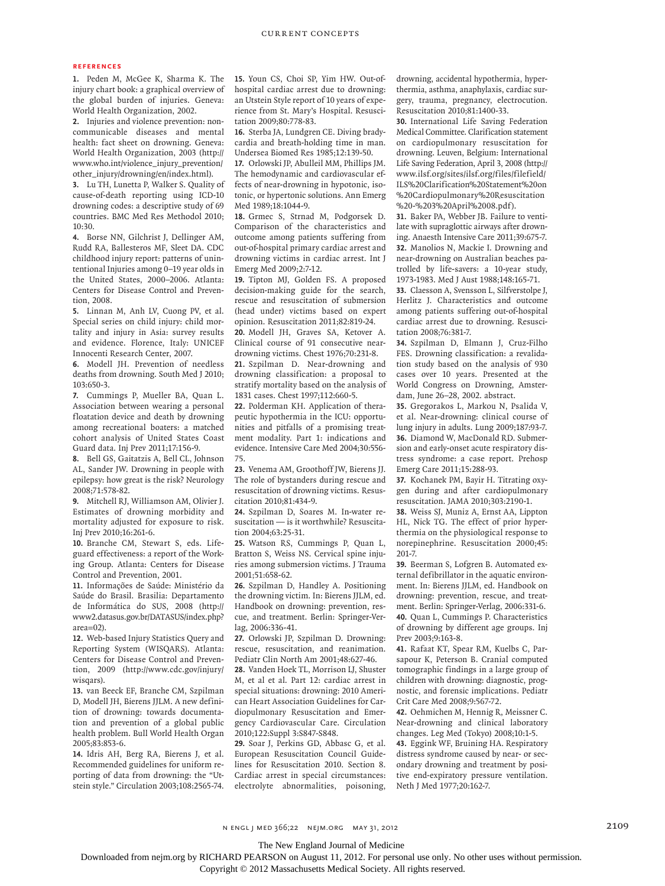## REFERENCES

1. Peden M, McGee K, Sharma K. The injury chart book: a graphical overview of the global burden of injuries. Geneva: World Health Organization, 2002.
2. Injuries and violence prevention: noncommunicable diseases and mental health: fact sheet on drowning. Geneva: World Health Organization, 2003 (http://www.who.int/violence_injury_prevention/other_injury/drowning/en/index.html).
3. Lu TH, Lunetta P, Walker S. Quality of cause-of-death reporting using ICD-10 drowning codes: a descriptive study of 69 countries. BMC Med Res Methodol 2010;10:30.
4. Borse NN, Gilchrist J, Dellinger AM, Rudd RA, Ballesteros MF, Sleet DA. CDC childhood injury report: patterns of unintentional Injuries among 0–19 year olds in the United States, 2000–2006. Atlanta: Centers for Disease Control and Prevention, 2008.
5. Linnan M, Anh LV, Cuong PV, et al. Special series on child injury: child mortality and injury in Asia: survey results and evidence. Florence, Italy: UNICEF Innocenti Research Center, 2007.
6. Modell JH. Prevention of needless deaths from drowning. South Med J 2010;103:650-3.
7. Cummings P, Mueller BA, Quan L. Association between wearing a personal floatation device and death by drowning among recreational boaters: a matched cohort analysis of United States Coast Guard data. Inj Prev 2011;17:156-9.
8. Bell GS, Gaitatzis A, Bell CL, Johnson AL, Sander JW. Drowning in people with epilepsy: how great is the risk? Neurology 2008;71:578-82.
9. Mitchell RJ, Williamson AM, Olivier J. Estimates of drowning morbidity and mortality adjusted for exposure to risk. Inj Prev 2010;16:261-6.
10. Branche CM, Stewart S, eds. Lifeguard effectiveness: a report of the Working Group. Atlanta: Centers for Disease Control and Prevention, 2001.
11. Informações de Saúde: Ministério da Saúde do Brasil. Brasilia: Departamento de Informática do SUS, 2008 (http://www2.datasus.gov.br/DATASUS/index.php?area=02).
12. Web-based Injury Statistics Query and Reporting System (WISQARS). Atlanta: Centers for Disease Control and Prevention, 2009 (http://www.cdc.gov/injury/wisqars).
13. van Beeck EF, Branche CM, Szpilman D, Modell JH, Bierens JJLM. A new definition of drowning: towards documentation and prevention of a global public health problem. Bull World Health Organ 2005;83:853-6.
14. Idris AH, Berg RA, Bierens J, et al. Recommended guidelines for uniform reporting of data from drowning: the "Utstein style." Circulation 2003;108:2565-74.
15. Youn CS, Choi SP, Yim HW. Out-of-hospital cardiac arrest due to drowning: an Utstein Style report of 10 years of experience from St. Mary's Hospital. Resuscitation 2009;80:778-83.
16. Sterba JA, Lundgren CE. Diving bradycardia and breath-holding time in man. Undersea Biomed Res 1985;12:139-50.
17. Orlowski JP, Abulleil MM, Phillips JM. The hemodynamic and cardiovascular effects of near-drowning in hypotonic, isotonic, or hypertonic solutions. Ann Emerg Med 1989;18:1044-9.
18. Grmec S, Strnad M, Podgorsek D. Comparison of the characteristics and outcome among patients suffering from out-of-hospital primary cardiac arrest and drowning victims in cardiac arrest. Int J Emerg Med 2009;2:7-12.
19. Tipton MJ, Golden FS. A proposed decision-making guide for the search, rescue and resuscitation of submersion (head under) victims based on expert opinion. Resuscitation 2011;82:819-24.
20. Modell JH, Graves SA, Ketover A. Clinical course of 91 consecutive near-drowning victims. Chest 1976;70:231-8.
21. Szpilman D. Near-drowning and drowning classification: a proposal to stratify mortality based on the analysis of 1831 cases. Chest 1997;112:660-5.
22. Polderman KH. Application of therapeutic hypothermia in the ICU: opportunities and pitfalls of a promising treatment modality. Part 1: indications and evidence. Intensive Care Med 2004;30:556-75.
23. Venema AM, Groothoff JW, Bierens JJ. The role of bystanders during rescue and resuscitation of drowning victims. Resuscitation 2010;81:434-9.
24. Szpilman D, Soares M. In-water resuscitation — is it worthwhile? Resuscitation 2004;63:25-31.
25. Watson RS, Cummings P, Quan L, Bratton S, Weiss NS. Cervical spine injuries among submersion victims. J Trauma 2001;51:658-62.
26. Szpilman D, Handley A. Positioning the drowning victim. In: Bierens JJLM, ed. Handbook on drowning: prevention, rescue, and treatment. Berlin: Springer-Verlag, 2006:336-41.
27. Orlowski JP, Szpilman D. Drowning: rescue, resuscitation, and reanimation. Pediatr Clin North Am 2001;48:627-46.
28. Vanden Hoek TL, Morrison LJ, Shuster M, et al et al. Part 12: cardiac arrest in special situations: drowning: 2010 American Heart Association Guidelines for Cardiopulmonary Resuscitation and Emergency Cardiovascular Care. Circulation 2010;122:Suppl 3:S847-S848.
29. Soar J, Perkins GD, Abbasc G, et al. European Resuscitation Council Guidelines for Resuscitation 2010. Section 8. Cardiac arrest in special circumstances: electrolyte abnormalities, poisoning, drowning, accidental hypothermia, hyperthermia, asthma, anaphylaxis, cardiac surgery, trauma, pregnancy, electrocution. Resuscitation 2010;81:1400-33.
30. International Life Saving Federation Medical Committee. Clarification statement on cardiopulmonary resuscitation for drowning. Leuven, Belgium: International Life Saving Federation, April 3, 2008 (http://www.ilsf.org/sites/ilsf.org/files/filefield/ILS%20Clarification%20Statement%20on%20Cardiopulmonary%20Resuscitation%20-%203%20April%2008.pdf).
31. Baker PA, Webber JB. Failure to ventilate with supraglottic airways after drowning. Anaesth Intensive Care 2011;39:675-7.
32. Manolios N, Mackie I. Drowning and near-drowning on Australian beaches patrolled by life-savers: a 10-year study, 1973-1983. Med J Aust 1988;148:165-71.
33. Claesson A, Svensson L, Silfverstolpe J, Herlitz J. Characteristics and outcome among patients suffering out-of-hospital cardiac arrest due to drowning. Resuscitation 2008;76:381-7.
34. Szpilman D, Elmann J, Cruz-Filho FES. Drowning classification: a revalidation study based on the analysis of 930 cases over 10 years. Presented at the World Congress on Drowning, Amsterdam, June 26–28, 2002. abstract.
35. Gregorakos L, Markou N, Psalida V, et al. Near-drowning: clinical course of lung injury in adults. Lung 2009;187:93-7.
36. Diamond W, MacDonald RD. Submersion and early-onset acute respiratory distress syndrome: a case report. Prehosp Emerg Care 2011;15:288-93.
37. Kochanek PM, Bayir H. Titrating oxygen during and after cardiopulmonary resuscitation. JAMA 2010;303:2190-1.
38. Weiss SJ, Muniz A, Ernst AA, Lippton HL, Nick TG. The effect of prior hyperthermia on the physiological response to norepinephrine. Resuscitation 2000;45:201-7.
39. Beerman S, Lofgren B. Automated external defibrillator in the aquatic environment. In: Bierens JJLM, ed. Handbook on drowning: prevention, rescue, and treatment. Berlin: Springer-Verlag, 2006:331-6.
40. Quan L, Cummings P. Characteristics of drowning by different age groups. Inj Prev 2003;9:163-8.
41. Rafaat KT, Spear RM, Kuelbs C, Parsapour K, Peterson B. Cranial computed tomographic findings in a large group of children with drowning: diagnostic, prognostic, and forensic implications. Pediatr Crit Care Med 2008;9:567-72.
42. Oehmichen M, Hennig R, Meissner C. Near-drowning and clinical laboratory changes. Leg Med (Tokyo) 2008;10:1-5.
43. Eggink WF, Bruining HA. Respiratory distress syndrome caused by near- or secondary drowning and treatment by positive end-expiratory pressure ventilation. Neth J Med 1977;20:162-7.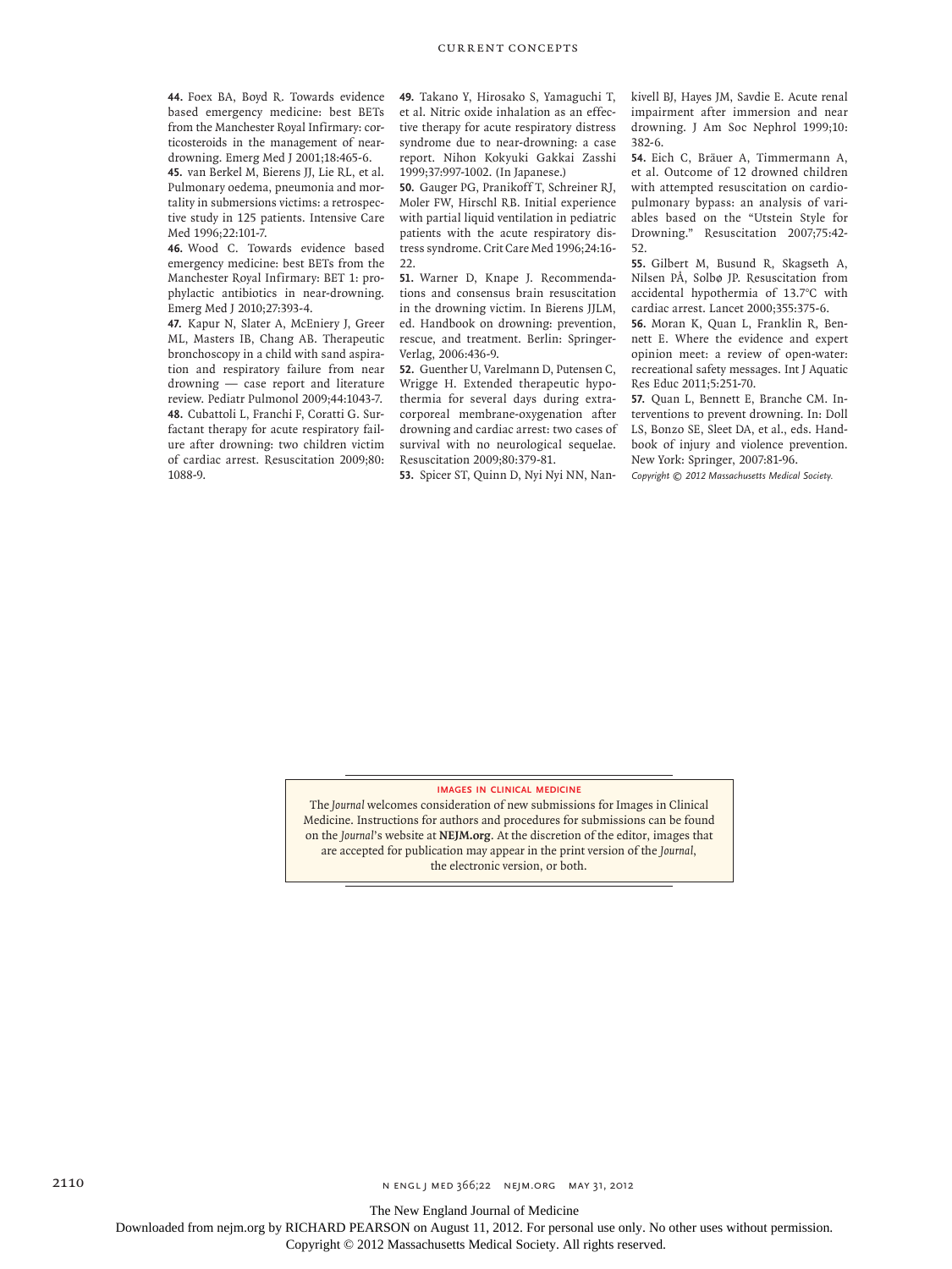44. Foex BA, Boyd R. Towards evidence based emergency medicine: best BETs from the Manchester Royal Infirmary: corticosteroids in the management of near-drowning. Emerg Med J 2001;18:465-6.

45. van Berkel M, Bierens JJ, Lie RL, et al. Pulmonary oedema, pneumonia and mortality in submersions victims: a retrospective study in 125 patients. Intensive Care Med 1996;22:101-7.

46. Wood C. Towards evidence based emergency medicine: best BETs from the Manchester Royal Infirmary: BET 1: prophylactic antibiotics in near-drowning. Emerg Med J 2010;27:393-4.

47. Kapur N, Slater A, McEniery J, Greer ML, Masters IB, Chang AB. Therapeutic bronchoscopy in a child with sand aspiration and respiratory failure from near drowning — case report and literature review. Pediatr Pulmonol 2009;44:1043-7.

48. Cubattoli L, Franchi F, Coratti G. Surfactant therapy for acute respiratory failure after drowning: two children victim of cardiac arrest. Resuscitation 2009;80:1088-9.

49. Takano Y, Hirosako S, Yamaguchi T, et al. Nitric oxide inhalation as an effective therapy for acute respiratory distress syndrome due to near-drowning: a case report. Nihon Kokyuki Gakkai Zasshi 1999;37:997-1002. (In Japanese.)

50. Gauger PG, Pranikoff T, Schreiner RJ, Moler FW, Hirschl RB. Initial experience with partial liquid ventilation in pediatric patients with the acute respiratory distress syndrome. Crit Care Med 1996;24:16-22.

51. Warner D, Knape J. Recommendations and consensus brain resuscitation in the drowning victim. In Bierens JJLM, ed. Handbook on drowning: prevention, rescue, and treatment. Berlin: Springer-Verlag, 2006:436-9.

52. Guenther U, Varelmann D, Putensen C, Wrigge H. Extended therapeutic hypothermia for several days during extracorporeal membrane-oxygenation after drowning and cardiac arrest: two cases of survival with no neurological sequelae. Resuscitation 2009;80:379-81.

53. Spicer ST, Quinn D, Nyi Nyi NN, Nankivell BJ, Hayes JM, Savdie E. Acute renal impairment after immersion and near drowning. J Am Soc Nephrol 1999;10:382-6.

54. Eich C, Bräuer A, Timmermann A, et al. Outcome of 12 drowned children with attempted resuscitation on cardiopulmonary bypass: an analysis of variables based on the "Utstein Style for Drowning." Resuscitation 2007;75:42-52.

55. Gilbert M, Busund R, Skagseth A, Nilsen PÅ, Solbø JP. Resuscitation from accidental hypothermia of 13.7°C with cardiac arrest. Lancet 2000;355:375-6.

56. Moran K, Quan L, Franklin R, Bennett E. Where the evidence and expert opinion meet: a review of open-water: recreational safety messages. Int J Aquatic Res Educ 2011;5:251-70.

57. Quan L, Bennett E, Branche CM. Interventions to prevent drowning. In: Doll LS, Bonzo SE, Sleet DA, et al., eds. Handbook of injury and violence prevention. New York: Springer, 2007:81-96.

*Copyright © 2012 Massachusetts Medical Society.*

**IMAGES IN CLINICAL MEDICINE**

The *Journal* welcomes consideration of new submissions for Images in Clinical Medicine. Instructions for authors and procedures for submissions can be found on the *Journal*'s website at **NEJM.org**. At the discretion of the editor, images that are accepted for publication may appear in the print version of the *Journal*, the electronic version, or both.